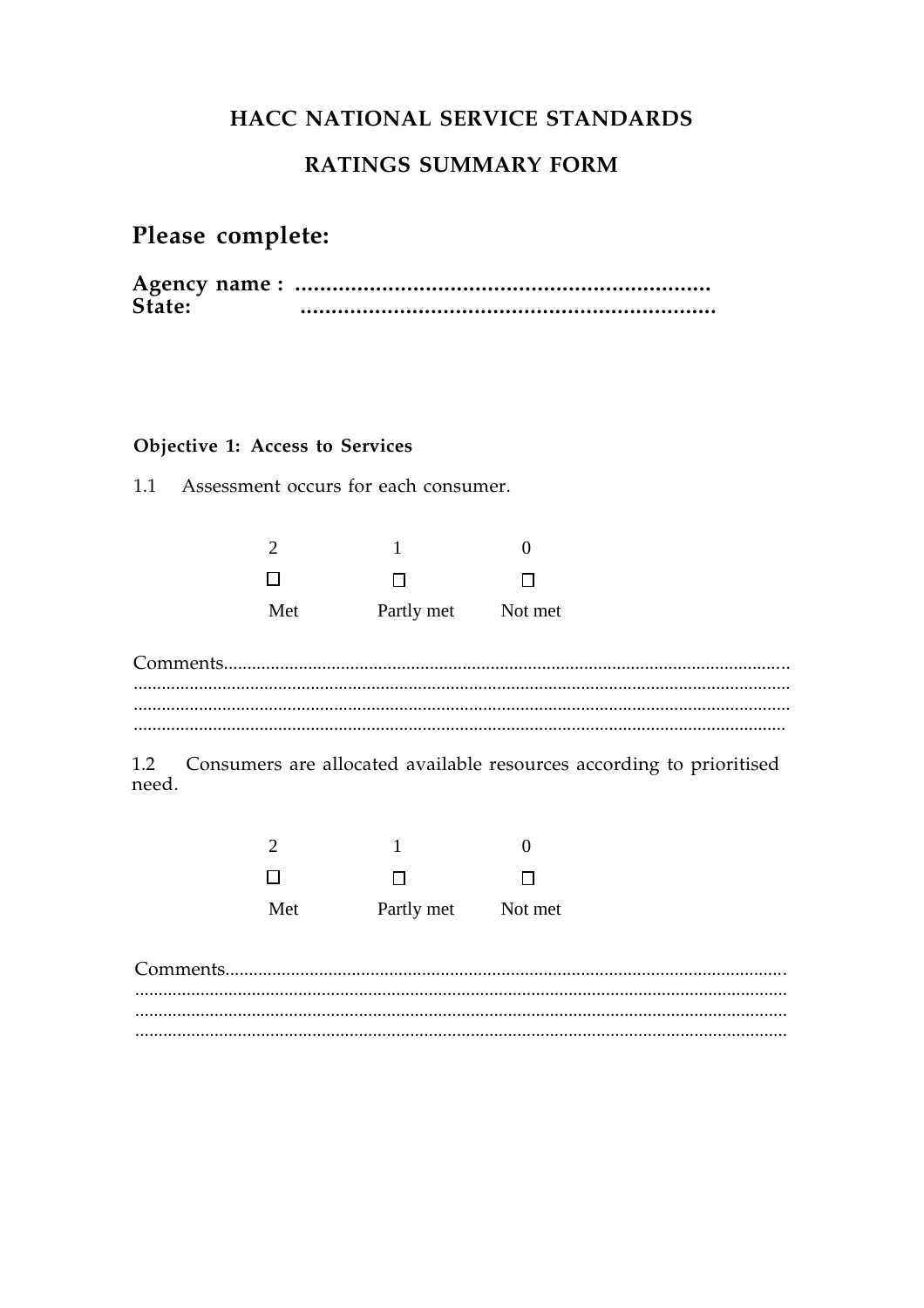# HACC NATIONAL SERVICE STANDARDS

## RATINGS SUMMARY FORM

## Please complete:

**Agency name :** ..................................................................
**State:** ..................................................................

### Objective 1: Access to Services

1.1 Assessment occurs for each consumer.

| 2 | 1 | 0 |
| --- | --- | --- |
| ☐ | ☐ | ☐ |
| Met | Partly met | Not met |

Comments.......................................................................................................................
..........................................................................................................................................
..........................................................................................................................................
..........................................................................................................................................

1.2 Consumers are allocated available resources according to prioritised need.

| 2 | 1 | 0 |
| --- | --- | --- |
| ☐ | ☐ | ☐ |
| Met | Partly met | Not met |

Comments.......................................................................................................................
..........................................................................................................................................
..........................................................................................................................................
..........................................................................................................................................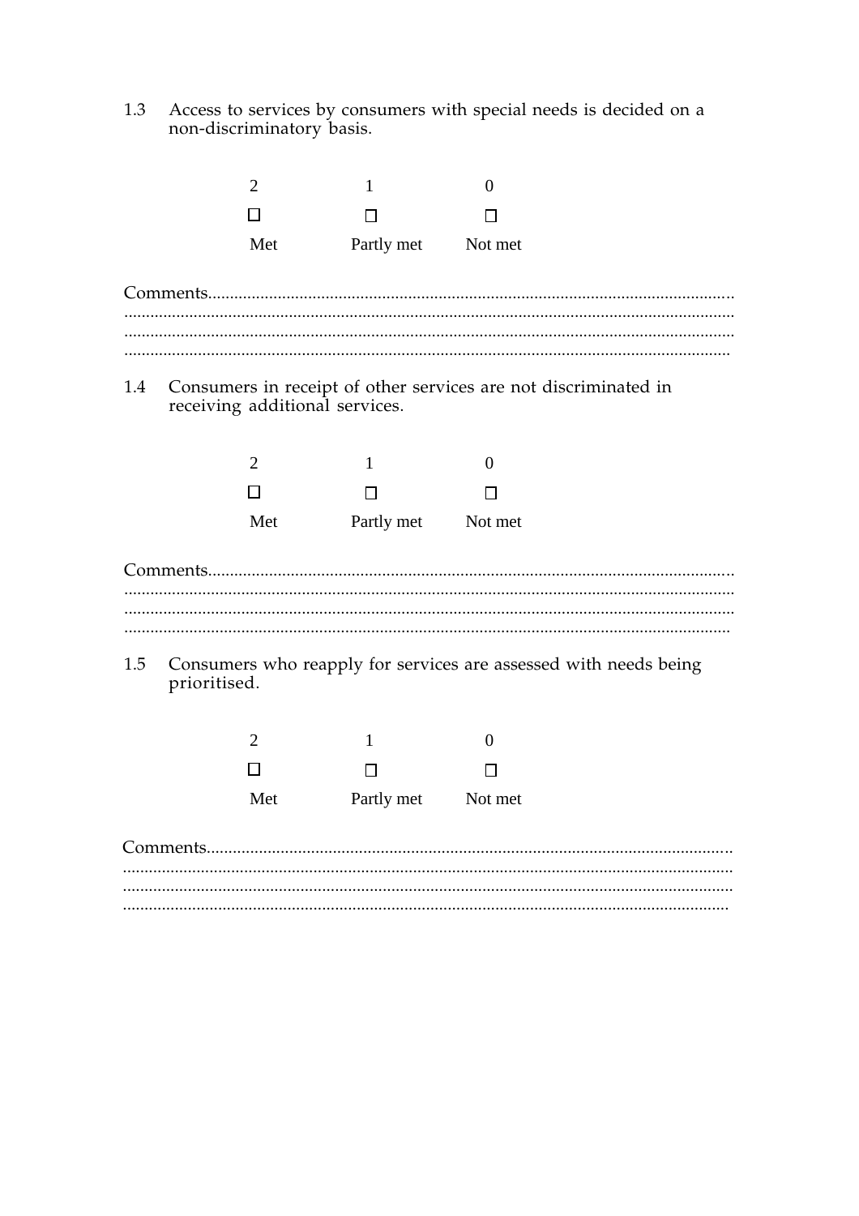1.3 Access to services by consumers with special needs is decided on a non-discriminatory basis.

| 2 | 1 | 0 |
|---|---|---|
| ☐ | ☐ | ☐ |
| Met | Partly met | Not met |

Comments.......................................................................................................................
..........................................................................................................................................
..........................................................................................................................................
.........................................................................................................................................

1.4 Consumers in receipt of other services are not discriminated in receiving additional services.

| 2 | 1 | 0 |
|---|---|---|
| ☐ | ☐ | ☐ |
| Met | Partly met | Not met |

Comments.......................................................................................................................
..........................................................................................................................................
..........................................................................................................................................
.........................................................................................................................................

1.5 Consumers who reapply for services are assessed with needs being prioritised.

| 2 | 1 | 0 |
|---|---|---|
| ☐ | ☐ | ☐ |
| Met | Partly met | Not met |

Comments.......................................................................................................................
..........................................................................................................................................
..........................................................................................................................................
.........................................................................................................................................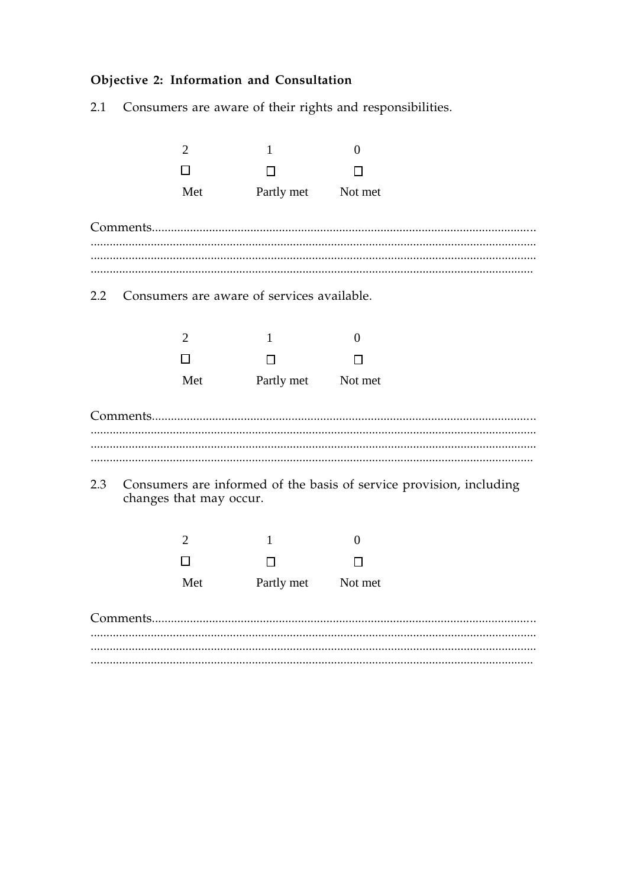**Objective 2: Information and Consultation**

2.1 Consumers are aware of their rights and responsibilities.

| 2 | 1 | 0 |
|---|---|---|
| ☐ | ☐ | ☐ |
| Met | Partly met | Not met |

Comments.......................................................................................................................
..........................................................................................................................................
..........................................................................................................................................
..........................................................................................................................................

2.2 Consumers are aware of services available.

| 2 | 1 | 0 |
|---|---|---|
| ☐ | ☐ | ☐ |
| Met | Partly met | Not met |

Comments.......................................................................................................................
..........................................................................................................................................
..........................................................................................................................................
..........................................................................................................................................

2.3 Consumers are informed of the basis of service provision, including changes that may occur.

| 2 | 1 | 0 |
|---|---|---|
| ☐ | ☐ | ☐ |
| Met | Partly met | Not met |

Comments.......................................................................................................................
..........................................................................................................................................
..........................................................................................................................................
..........................................................................................................................................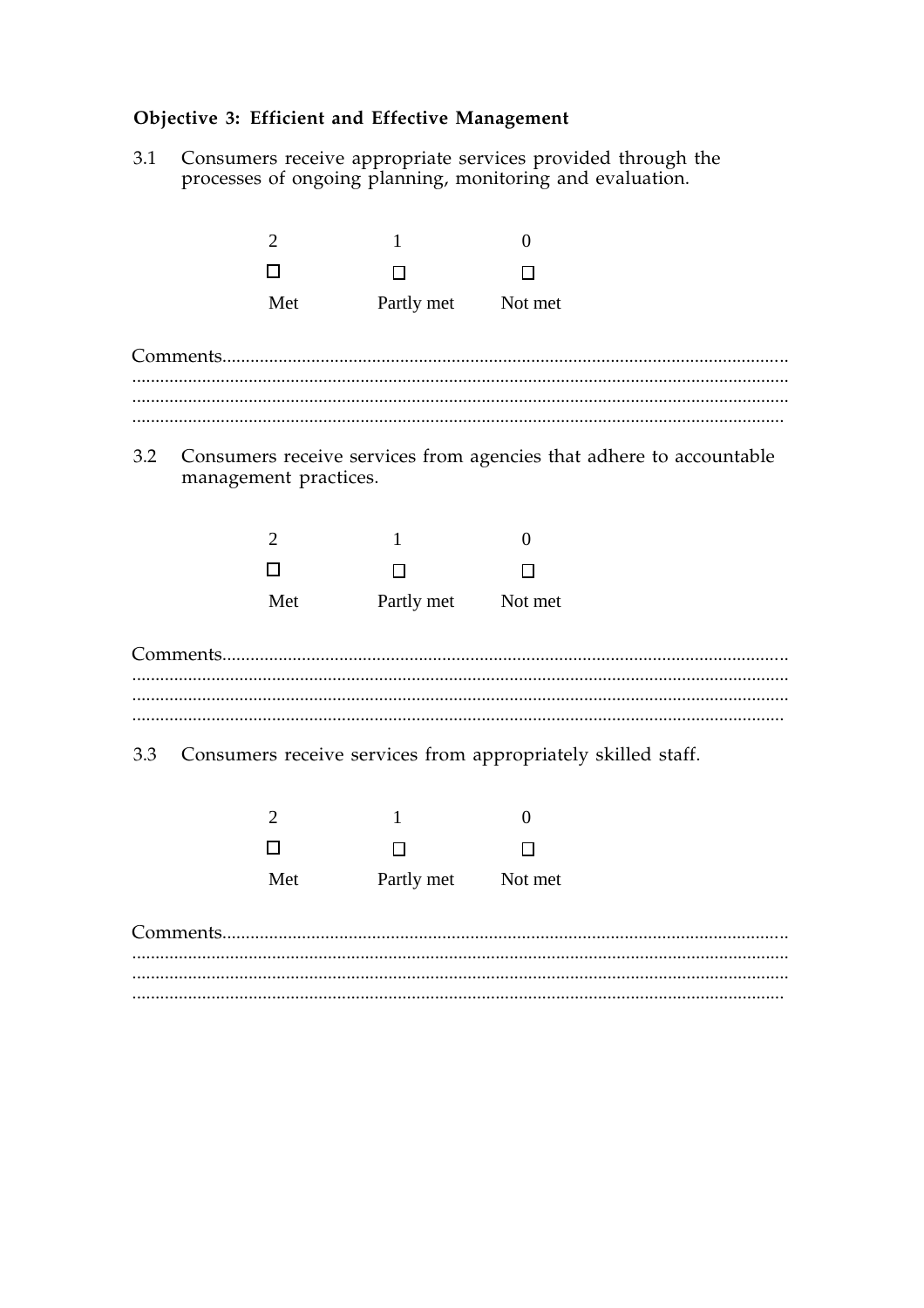### Objective 3: Efficient and Effective Management

3.1 Consumers receive appropriate services provided through the processes of ongoing planning, monitoring and evaluation.

| 2 | 1 | 0 |
|---|---|---|
| ☐ | ☐ | ☐ |
| Met | Partly met | Not met |

Comments..........................................................................................................................
..............................................................................................................................................
..............................................................................................................................................
..............................................................................................................................................

3.2 Consumers receive services from agencies that adhere to accountable management practices.

| 2 | 1 | 0 |
|---|---|---|
| ☐ | ☐ | ☐ |
| Met | Partly met | Not met |

Comments..........................................................................................................................
..............................................................................................................................................
..............................................................................................................................................
..............................................................................................................................................

3.3 Consumers receive services from appropriately skilled staff.

| 2 | 1 | 0 |
|---|---|---|
| ☐ | ☐ | ☐ |
| Met | Partly met | Not met |

Comments..........................................................................................................................
..............................................................................................................................................
..............................................................................................................................................
..............................................................................................................................................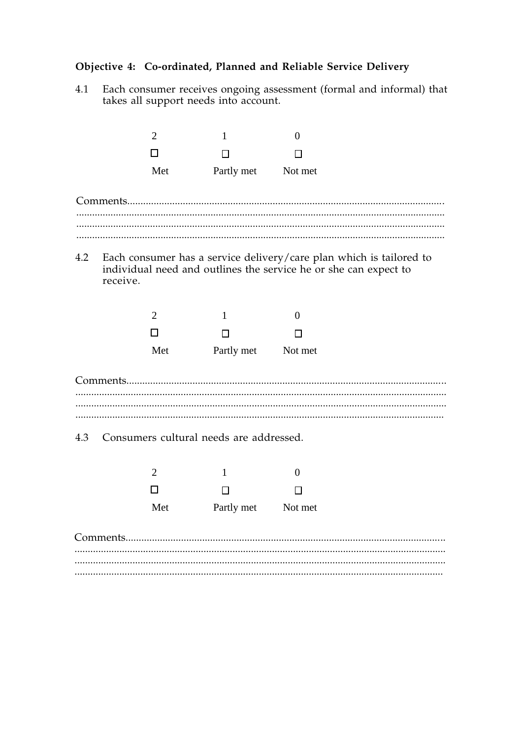**Objective 4: Co-ordinated, Planned and Reliable Service Delivery**

4.1 Each consumer receives ongoing assessment (formal and informal) that takes all support needs into account.

| 2 | 1 | 0 |
|---|---|---|
| ☐ | ☐ | ☐ |
| Met | Partly met | Not met |

Comments.......................................................................................................................
.......................................................................................................................................
.......................................................................................................................................
.......................................................................................................................................

4.2 Each consumer has a service delivery/care plan which is tailored to individual need and outlines the service he or she can expect to receive.

| 2 | 1 | 0 |
|---|---|---|
| ☐ | ☐ | ☐ |
| Met | Partly met | Not met |

Comments.......................................................................................................................
.......................................................................................................................................
.......................................................................................................................................
.......................................................................................................................................

4.3 Consumers cultural needs are addressed.

| 2 | 1 | 0 |
|---|---|---|
| ☐ | ☐ | ☐ |
| Met | Partly met | Not met |

Comments.......................................................................................................................
.......................................................................................................................................
.......................................................................................................................................
.......................................................................................................................................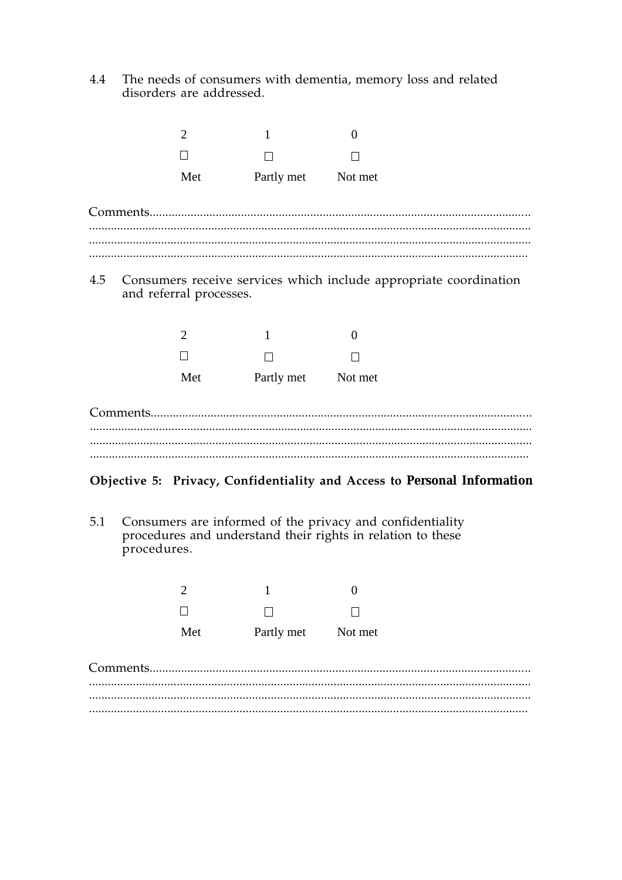4.4 The needs of consumers with dementia, memory loss and related disorders are addressed.

| 2 | 1 | 0 |
|---|---|---|
| ☐ | ☐ | ☐ |
| Met | Partly met | Not met |

Comments........................................................................................................................
..........................................................................................................................................
..........................................................................................................................................
..........................................................................................................................................

4.5 Consumers receive services which include appropriate coordination and referral processes.

| 2 | 1 | 0 |
|---|---|---|
| ☐ | ☐ | ☐ |
| Met | Partly met | Not met |

Comments........................................................................................................................
..........................................................................................................................................
..........................................................................................................................................
..........................................................................................................................................

## Objective 5: Privacy, Confidentiality and Access to Personal Information

5.1 Consumers are informed of the privacy and confidentiality procedures and understand their rights in relation to these procedures.

| 2 | 1 | 0 |
|---|---|---|
| ☐ | ☐ | ☐ |
| Met | Partly met | Not met |

Comments........................................................................................................................
..........................................................................................................................................
..........................................................................................................................................
..........................................................................................................................................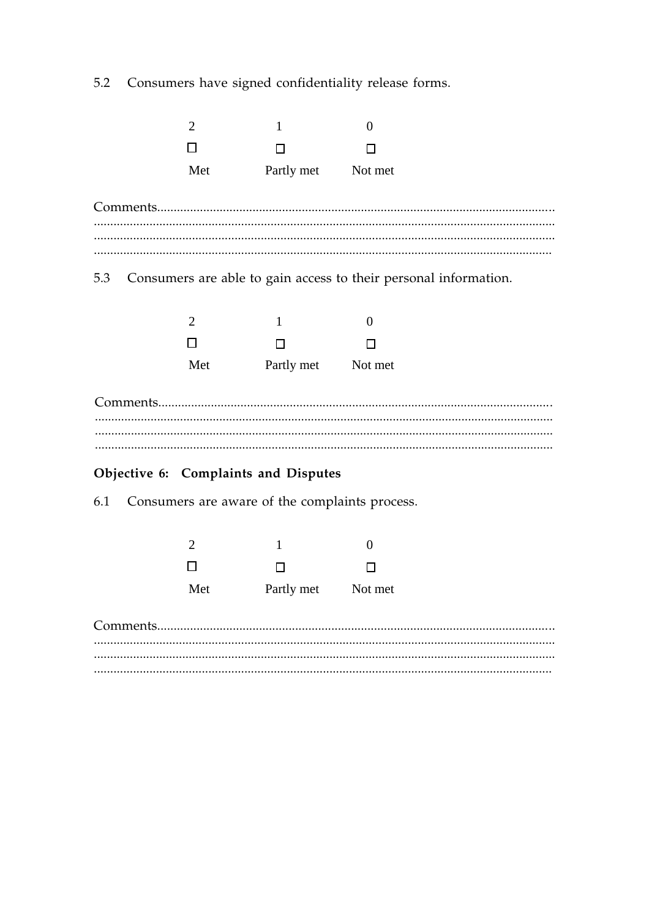5.2 Consumers have signed confidentiality release forms.

| 2 | 1 | 0 |
|---|---|---|
| ☐ | ☐ | ☐ |
| Met | Partly met | Not met |

Comments.....................................................................................................................
..........................................................................................................................................
..........................................................................................................................................
.........................................................................................................................................

5.3 Consumers are able to gain access to their personal information.

| 2 | 1 | 0 |
|---|---|---|
| ☐ | ☐ | ☐ |
| Met | Partly met | Not met |

Comments.....................................................................................................................
..........................................................................................................................................
..........................................................................................................................................
..........................................................................................................................................

### Objective 6: Complaints and Disputes

6.1 Consumers are aware of the complaints process.

| 2 | 1 | 0 |
|---|---|---|
| ☐ | ☐ | ☐ |
| Met | Partly met | Not met |

Comments.....................................................................................................................
..........................................................................................................................................
..........................................................................................................................................
.........................................................................................................................................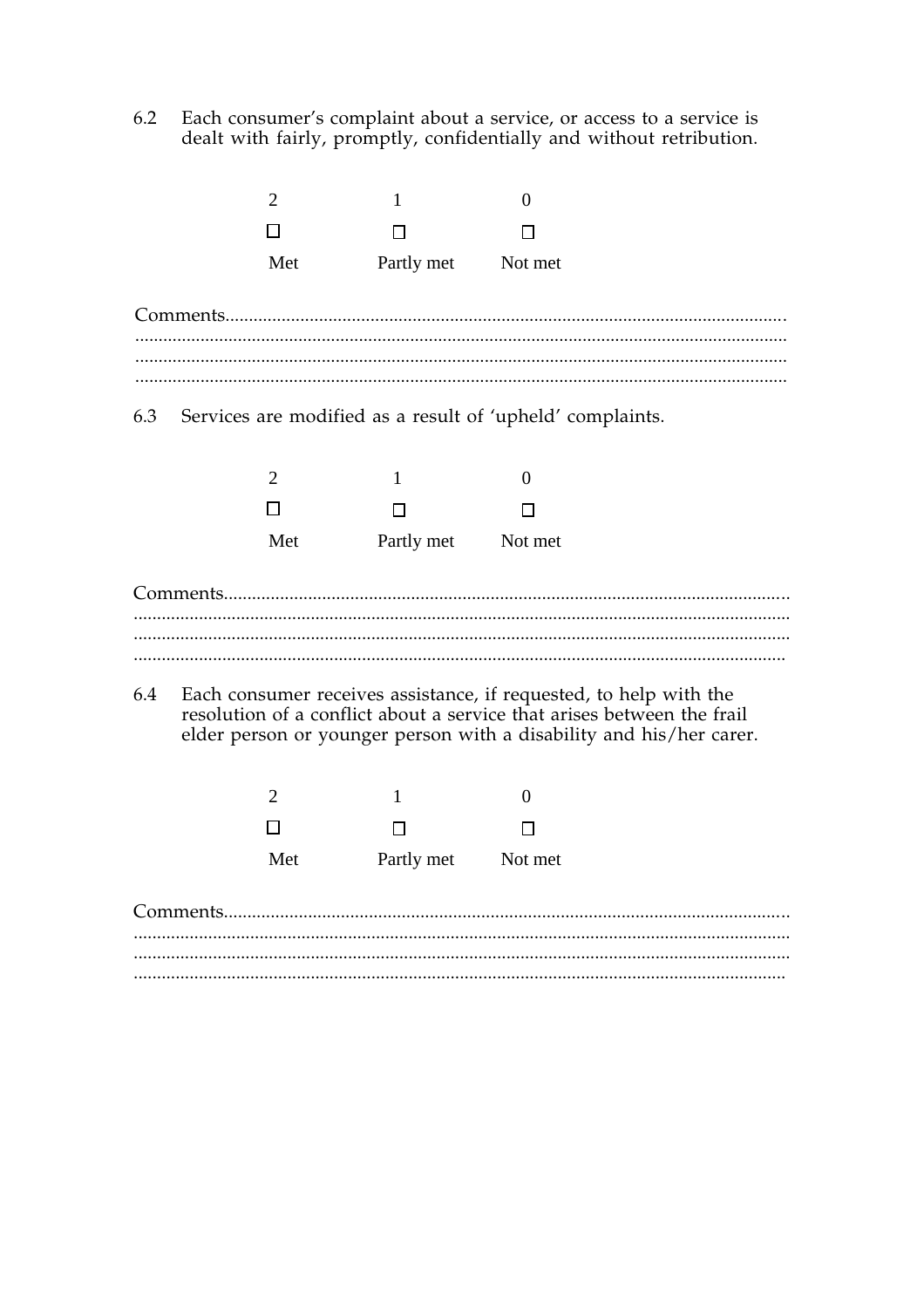6.2 Each consumer's complaint about a service, or access to a service is dealt with fairly, promptly, confidentially and without retribution.

| 2 | 1 | 0 |
|---|---|---|
| ☐ | ☐ | ☐ |
| Met | Partly met | Not met |

Comments.......................................................................................................................
..........................................................................................................................................
..........................................................................................................................................
..........................................................................................................................................

6.3 Services are modified as a result of 'upheld' complaints.

| 2 | 1 | 0 |
|---|---|---|
| ☐ | ☐ | ☐ |
| Met | Partly met | Not met |

Comments.......................................................................................................................
..........................................................................................................................................
..........................................................................................................................................
..........................................................................................................................................

6.4 Each consumer receives assistance, if requested, to help with the resolution of a conflict about a service that arises between the frail elder person or younger person with a disability and his/her carer.

| 2 | 1 | 0 |
|---|---|---|
| ☐ | ☐ | ☐ |
| Met | Partly met | Not met |

Comments.......................................................................................................................
..........................................................................................................................................
..........................................................................................................................................
..........................................................................................................................................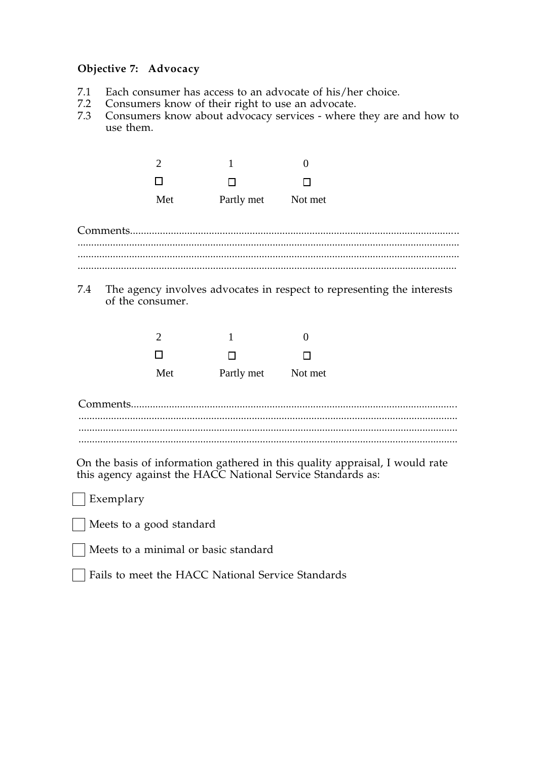**Objective 7: Advocacy**

7.1 Each consumer has access to an advocate of his/her choice.
7.2 Consumers know of their right to use an advocate.
7.3 Consumers know about advocacy services - where they are and how to use them.

| 2 | 1 | 0 |
|---|---|---|
| ☐ | ☐ | ☐ |
| Met | Partly met | Not met |

Comments..........................................................................................................................
..........................................................................................................................
..........................................................................................................................
..........................................................................................................................

7.4 The agency involves advocates in respect to representing the interests of the consumer.

| 2 | 1 | 0 |
|---|---|---|
| ☐ | ☐ | ☐ |
| Met | Partly met | Not met |

Comments..........................................................................................................................
..........................................................................................................................
..........................................................................................................................
..........................................................................................................................

On the basis of information gathered in this quality appraisal, I would rate this agency against the HACC National Service Standards as:

☐ Exemplary

☐ Meets to a good standard

☐ Meets to a minimal or basic standard

☐ Fails to meet the HACC National Service Standards